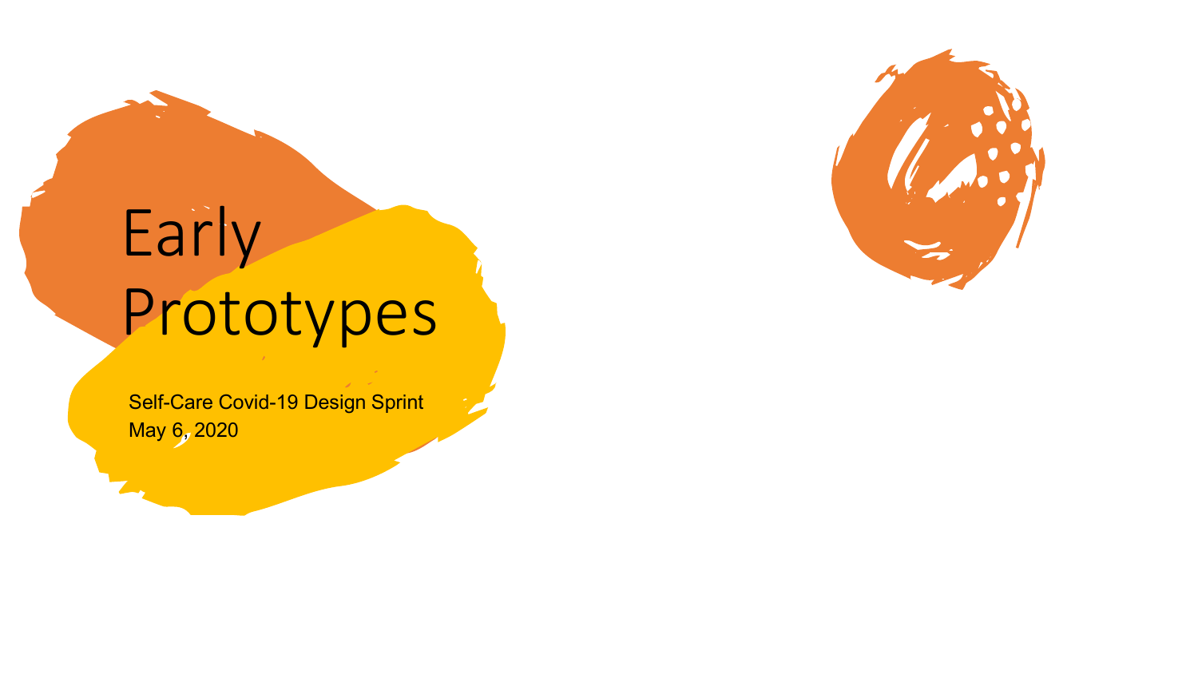# Early Prototypes

Self-Care Covid-19 Design Sprint
May 6, 2020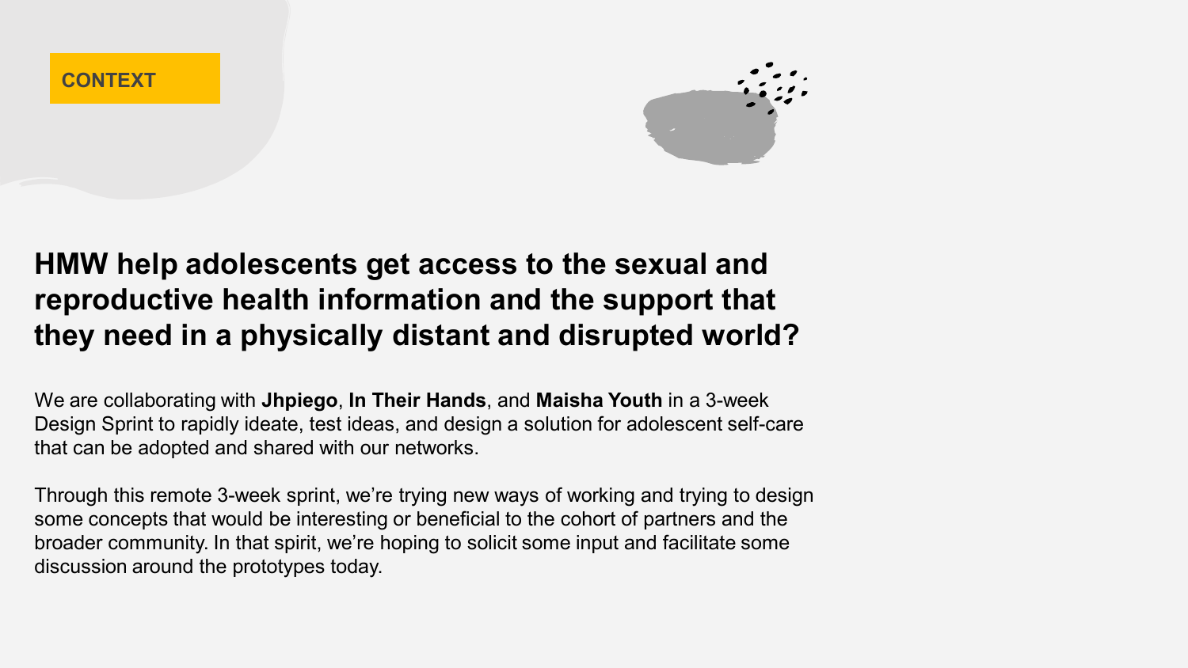**CONTEXT**

## HMW help adolescents get access to the sexual and reproductive health information and the support that they need in a physically distant and disrupted world?

We are collaborating with **Jhpiego**, **In Their Hands**, and **Maisha Youth** in a 3-week Design Sprint to rapidly ideate, test ideas, and design a solution for adolescent self-care that can be adopted and shared with our networks.

Through this remote 3-week sprint, we're trying new ways of working and trying to design some concepts that would be interesting or beneficial to the cohort of partners and the broader community. In that spirit, we're hoping to solicit some input and facilitate some discussion around the prototypes today.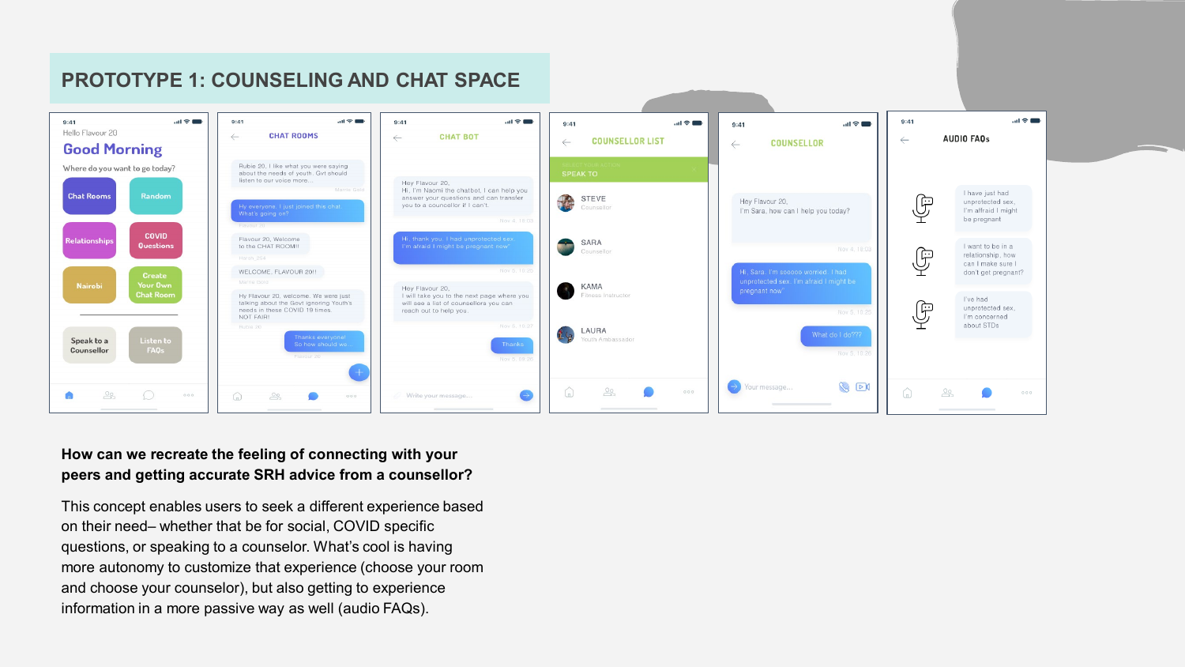## PROTOTYPE 1: COUNSELING AND CHAT SPACE

**How can we recreate the feeling of connecting with your peers and getting accurate SRH advice from a counsellor?**

This concept enables users to seek a different experience based on their need– whether that be for social, COVID specific questions, or speaking to a counselor. What's cool is having more autonomy to customize that experience (choose your room and choose your counselor), but also getting to experience information in a more passive way as well (audio FAQs).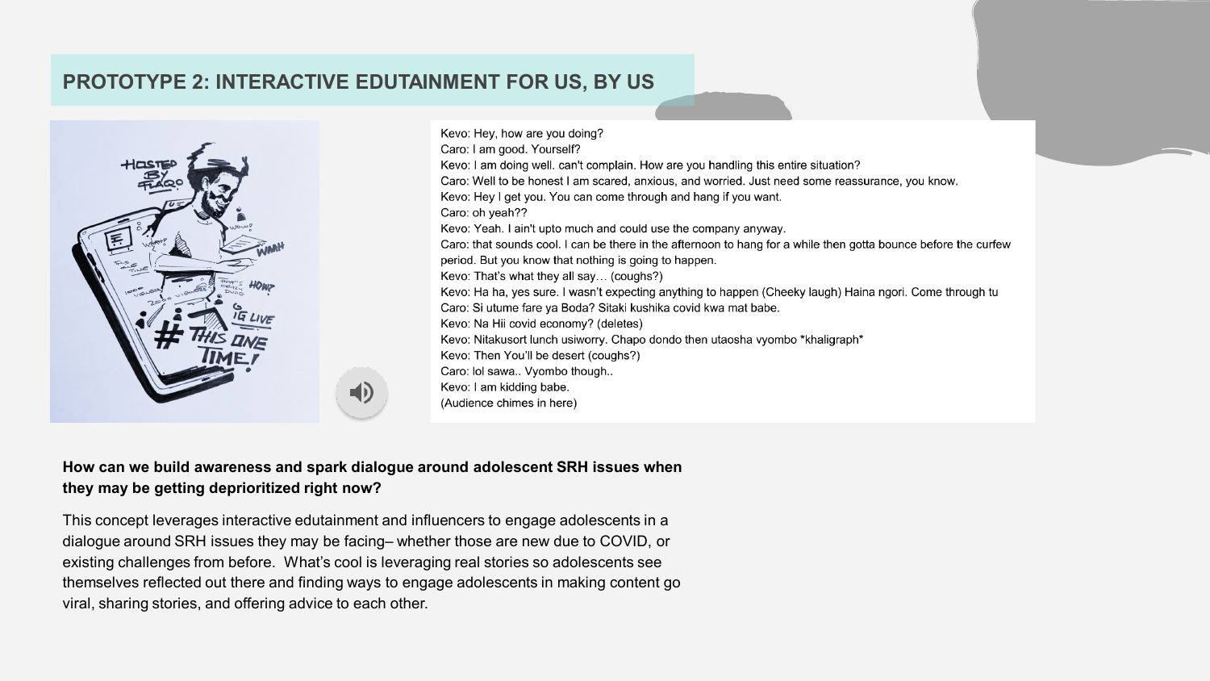## PROTOTYPE 2: INTERACTIVE EDUTAINMENT FOR US, BY US

Kevo: Hey, how are you doing?
Caro: I am good. Yourself?
Kevo: I am doing well. can't complain. How are you handling this entire situation?
Caro: Well to be honest I am scared, anxious, and worried. Just need some reassurance, you know.
Kevo: Hey I get you. You can come through and hang if you want.
Caro: oh yeah??
Kevo: Yeah. I ain't upto much and could use the company anyway.
Caro: that sounds cool. I can be there in the afternoon to hang for a while then gotta bounce before the curfew period. But you know that nothing is going to happen.
Kevo: That's what they all say… (coughs?)
Kevo: Ha ha, yes sure. I wasn't expecting anything to happen (Cheeky laugh) Haina ngori. Come through tu
Caro: Si utume fare ya Boda? Sitaki kushika covid kwa mat babe.
Kevo: Na Hii covid economy? (deletes)
Kevo: Nitakusort lunch usiworry. Chapo dondo then utaosha vyombo *khaligraph*
Kevo: Then You'll be desert (coughs?)
Caro: lol sawa.. Vyombo though..
Kevo: I am kidding babe.
(Audience chimes in here)

**How can we build awareness and spark dialogue around adolescent SRH issues when they may be getting deprioritized right now?**

This concept leverages interactive edutainment and influencers to engage adolescents in a dialogue around SRH issues they may be facing– whether those are new due to COVID, or existing challenges from before. What's cool is leveraging real stories so adolescents see themselves reflected out there and finding ways to engage adolescents in making content go viral, sharing stories, and offering advice to each other.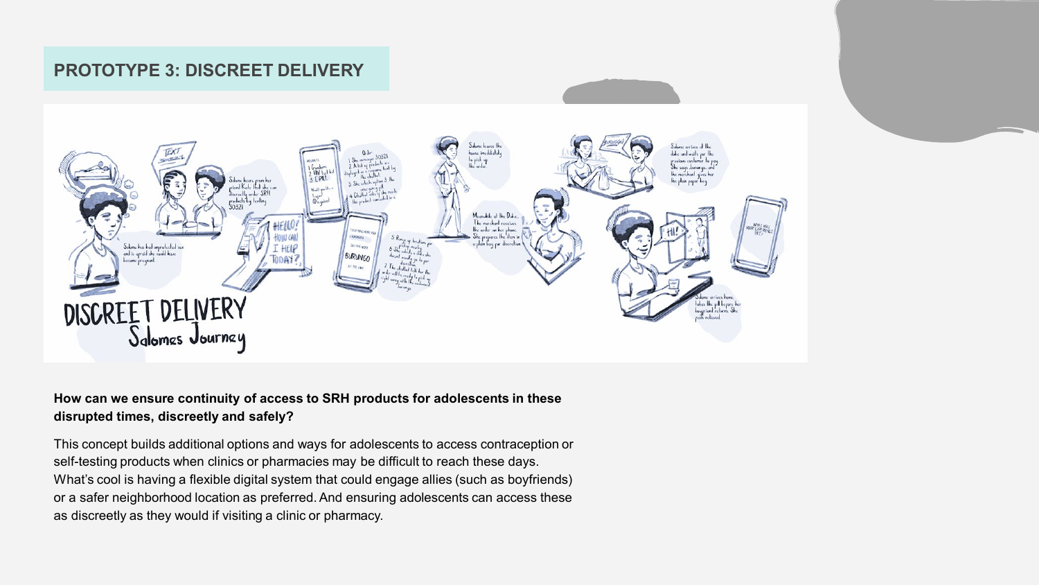## PROTOTYPE 3: DISCREET DELIVERY

**How can we ensure continuity of access to SRH products for adolescents in these disrupted times, discreetly and safely?**

This concept builds additional options and ways for adolescents to access contraception or self-testing products when clinics or pharmacies may be difficult to reach these days. What's cool is having a flexible digital system that could engage allies (such as boyfriends) or a safer neighborhood location as preferred. And ensuring adolescents can access these as discreetly as they would if visiting a clinic or pharmacy.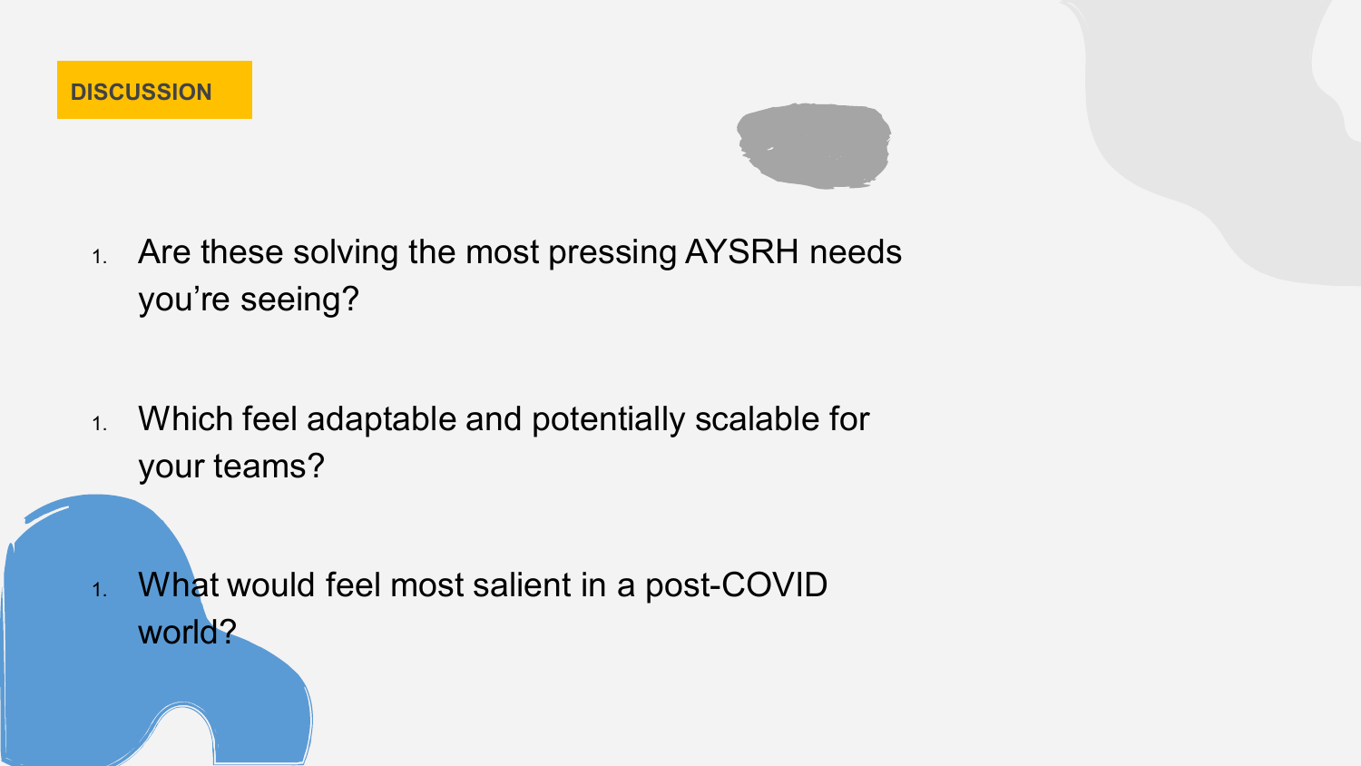## DISCUSSION

1. Are these solving the most pressing AYSRH needs you're seeing?

1. Which feel adaptable and potentially scalable for your teams?

1. What would feel most salient in a post-COVID world?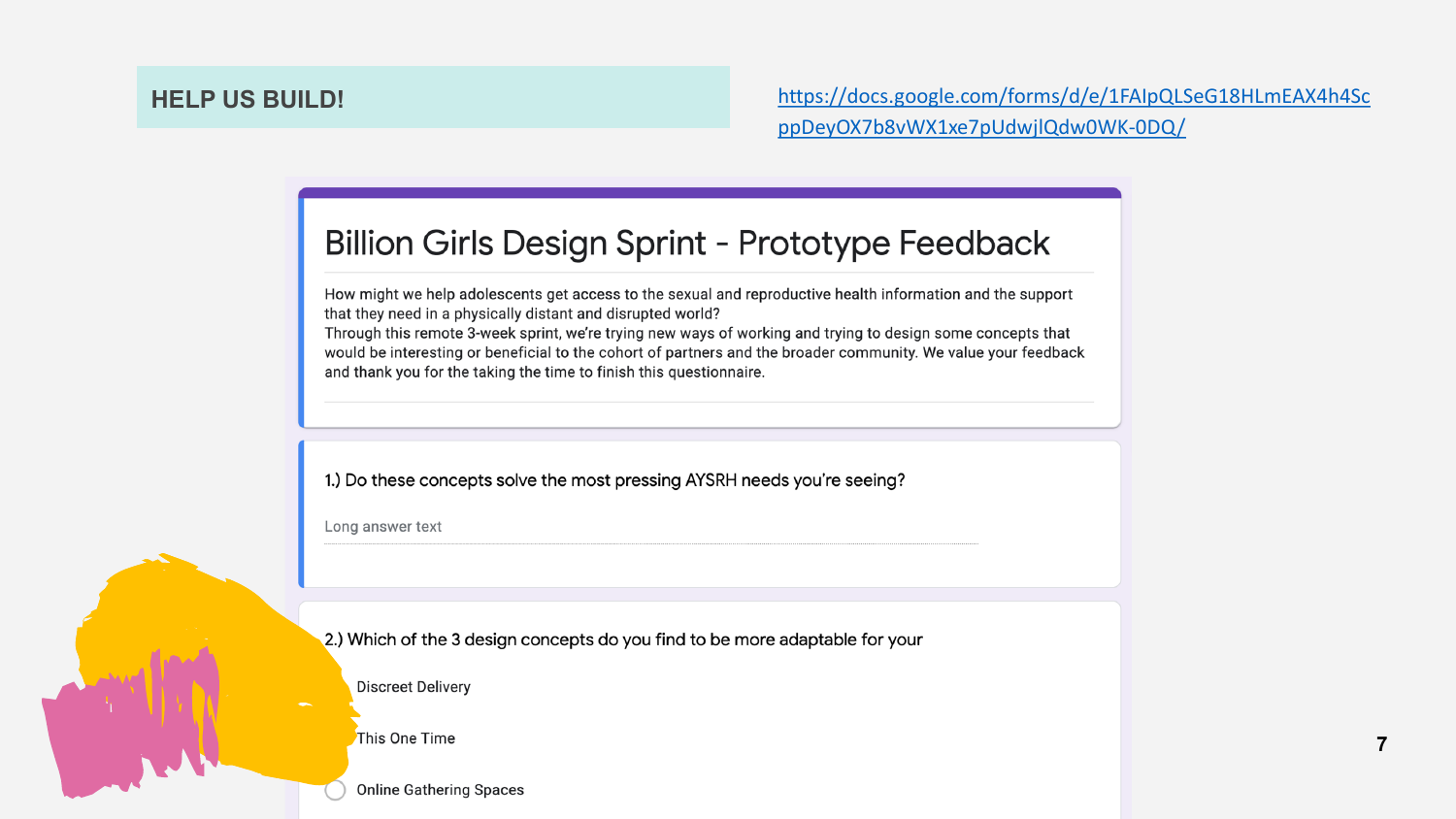## HELP US BUILD!

https://docs.google.com/forms/d/e/1FAIpQLSeG18HLmEAX4h4ScppDeyOX7b8vWX1xe7pUdwjlQdw0WK-0DQ/

# Billion Girls Design Sprint - Prototype Feedback

How might we help adolescents get access to the sexual and reproductive health information and the support that they need in a physically distant and disrupted world?
Through this remote 3-week sprint, we're trying new ways of working and trying to design some concepts that would be interesting or beneficial to the cohort of partners and the broader community. We value your feedback and thank you for the taking the time to finish this questionnaire.

1.) Do these concepts solve the most pressing AYSRH needs you're seeing?

Long answer text

2.) Which of the 3 design concepts do you find to be more adaptable for your

- Discreet Delivery
- This One Time
- Online Gathering Spaces